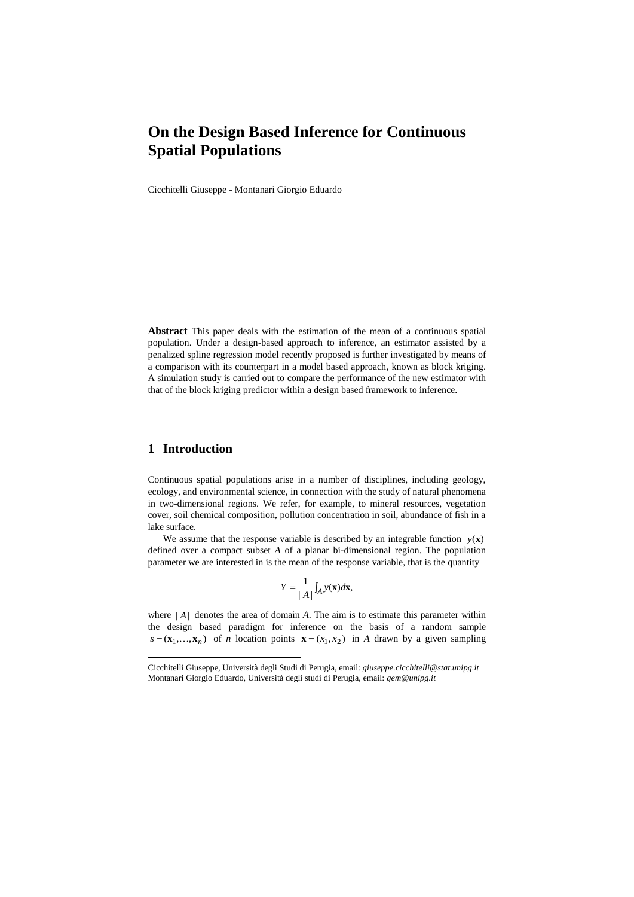# On the Design Based Inference for Continuous Spatial Populations

Cicchitelli Giuseppe - Montanari Giorgio Eduardo

**Abstract** This paper deals with the estimation of the mean of a continuous spatial population. Under a design-based approach to inference, an estimator assisted by a penalized spline regression model recently proposed is further investigated by means of a comparison with its counterpart in a model based approach, known as block kriging. A simulation study is carried out to compare the performance of the new estimator with that of the block kriging predictor within a design based framework to inference.

## 1 Introduction

Continuous spatial populations arise in a number of disciplines, including geology, ecology, and environmental science, in connection with the study of natural phenomena in two-dimensional regions. We refer, for example, to mineral resources, vegetation cover, soil chemical composition, pollution concentration in soil, abundance of fish in a lake surface.

We assume that the response variable is described by an integrable function $y(\mathbf{x})$ defined over a compact subset $A$ of a planar bi-dimensional region. The population parameter we are interested in is the mean of the response variable, that is the quantity

$$\bar{Y} = \frac{1}{|A|}\int_A y(\mathbf{x})d\mathbf{x},$$

where $|A|$ denotes the area of domain $A$. The aim is to estimate this parameter within the design based paradigm for inference on the basis of a random sample $s = (\mathbf{x}_1, \ldots, \mathbf{x}_n)$ of $n$ location points $\mathbf{x} = (x_1, x_2)$ in $A$ drawn by a given sampling

---

Cicchitelli Giuseppe, Università degli Studi di Perugia, email: *giuseppe.cicchitelli@stat.unipg.it*
Montanari Giorgio Eduardo, Università degli studi di Perugia, email: *gem@unipg.it*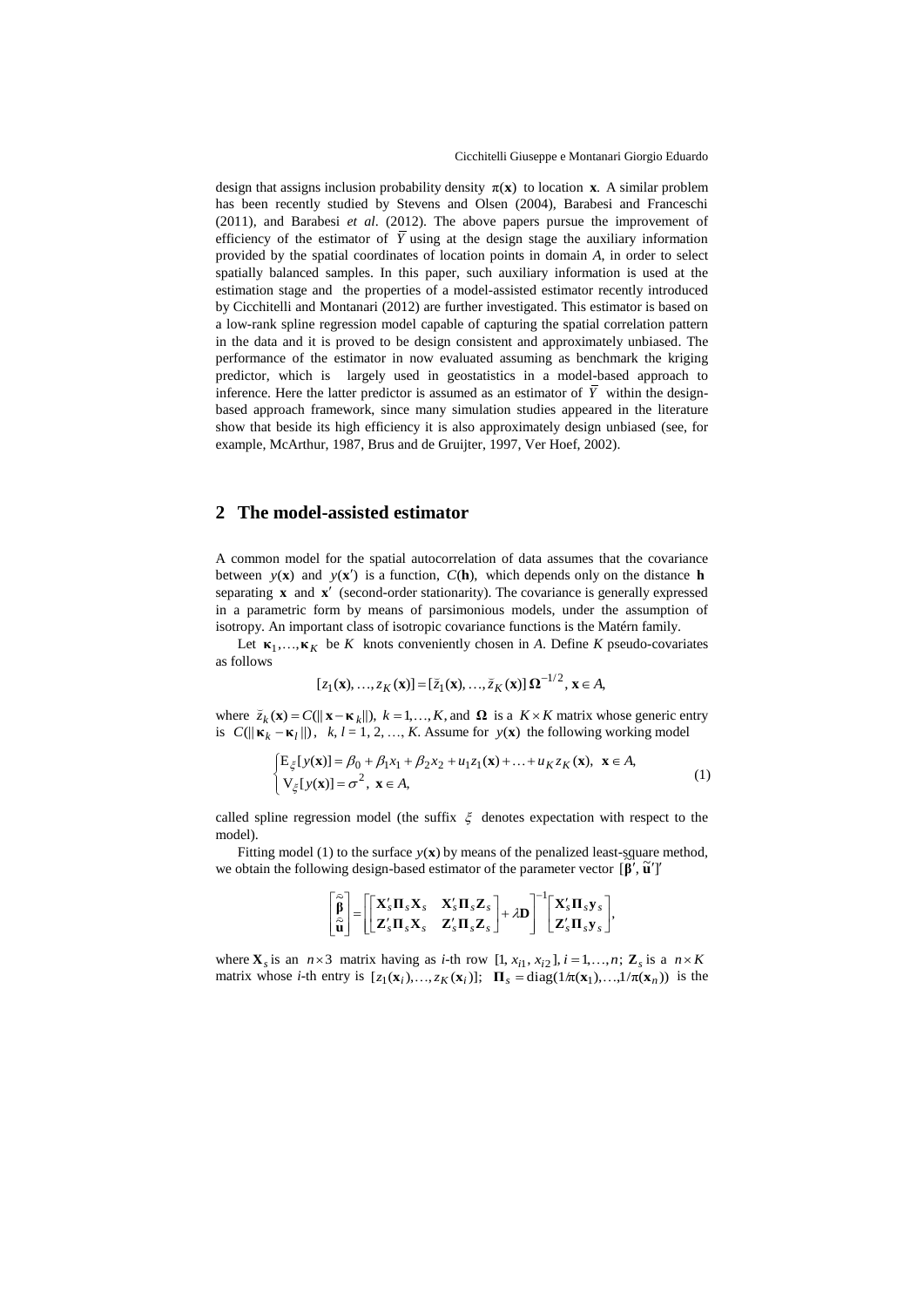design that assigns inclusion probability density $\pi(\mathbf{x})$ to location $\mathbf{x}$. A similar problem has been recently studied by Stevens and Olsen (2004), Barabesi and Franceschi (2011), and Barabesi *et al*. (2012). The above papers pursue the improvement of efficiency of the estimator of $\overline{Y}$ using at the design stage the auxiliary information provided by the spatial coordinates of location points in domain *A*, in order to select spatially balanced samples. In this paper, such auxiliary information is used at the estimation stage and the properties of a model-assisted estimator recently introduced by Cicchitelli and Montanari (2012) are further investigated. This estimator is based on a low-rank spline regression model capable of capturing the spatial correlation pattern in the data and it is proved to be design consistent and approximately unbiased. The performance of the estimator in now evaluated assuming as benchmark the kriging predictor, which is largely used in geostatistics in a model-based approach to inference. Here the latter predictor is assumed as an estimator of $\overline{Y}$ within the design-based approach framework, since many simulation studies appeared in the literature show that beside its high efficiency it is also approximately design unbiased (see, for example, McArthur, 1987, Brus and de Gruijter, 1997, Ver Hoef, 2002).

## 2 The model-assisted estimator

A common model for the spatial autocorrelation of data assumes that the covariance between $y(\mathbf{x})$ and $y(\mathbf{x}')$ is a function, $C(\mathbf{h})$, which depends only on the distance $\mathbf{h}$ separating $\mathbf{x}$ and $\mathbf{x}'$ (second-order stationarity). The covariance is generally expressed in a parametric form by means of parsimonious models, under the assumption of isotropy. An important class of isotropic covariance functions is the Matérn family.

Let $\boldsymbol{\kappa}_1, \ldots, \boldsymbol{\kappa}_K$ be $K$ knots conveniently chosen in *A*. Define *K* pseudo-covariates as follows

$$[z_1(\mathbf{x}), \ldots, z_K(\mathbf{x})] = [\bar{z}_1(\mathbf{x}), \ldots, \bar{z}_K(\mathbf{x})]\, \boldsymbol{\Omega}^{-1/2}, \ \mathbf{x} \in A,$$

where $\bar{z}_k(\mathbf{x}) = C(\|\mathbf{x} - \boldsymbol{\kappa}_k\|)$, $k = 1, \ldots, K$, and $\boldsymbol{\Omega}$ is a $K \times K$ matrix whose generic entry is $C(\|\boldsymbol{\kappa}_k - \boldsymbol{\kappa}_l\|)$, $k, l = 1, 2, \ldots, K$. Assume for $y(\mathbf{x})$ the following working model

$$\begin{cases} \mathrm{E}_{\xi}[y(\mathbf{x})] = \beta_0 + \beta_1 x_1 + \beta_2 x_2 + u_1 z_1(\mathbf{x}) + \ldots + u_K z_K(\mathbf{x}), \ \ \mathbf{x} \in A, \\ \mathrm{V}_{\xi}[y(\mathbf{x})] = \sigma^2, \ \ \mathbf{x} \in A, \end{cases} \tag{1}$$

called spline regression model (the suffix $\xi$ denotes expectation with respect to the model).

Fitting model (1) to the surface $y(\mathbf{x})$ by means of the penalized least-square method, we obtain the following design-based estimator of the parameter vector $[\widetilde{\boldsymbol{\beta}}', \widetilde{\mathbf{u}}']'$

$$\begin{bmatrix} \widetilde{\boldsymbol{\beta}} \\ \widetilde{\mathbf{u}} \end{bmatrix} = \left[ \begin{bmatrix} \mathbf{X}_s' \boldsymbol{\Pi}_s \mathbf{X}_s & \mathbf{X}_s' \boldsymbol{\Pi}_s \mathbf{Z}_s \\ \mathbf{Z}_s' \boldsymbol{\Pi}_s \mathbf{X}_s & \mathbf{Z}_s' \boldsymbol{\Pi}_s \mathbf{Z}_s \end{bmatrix} + \lambda \mathbf{D} \right]^{-1} \begin{bmatrix} \mathbf{X}_s' \boldsymbol{\Pi}_s \mathbf{y}_s \\ \mathbf{Z}_s' \boldsymbol{\Pi}_s \mathbf{y}_s \end{bmatrix},$$

where $\mathbf{X}_s$ is an $n \times 3$ matrix having as *i*-th row $[1, x_{i1}, x_{i2}]$, $i = 1, \ldots, n$; $\mathbf{Z}_s$ is a $n \times K$ matrix whose *i*-th entry is $[z_1(\mathbf{x}_i), \ldots, z_K(\mathbf{x}_i)]$; $\boldsymbol{\Pi}_s = \mathrm{diag}(1/\pi(\mathbf{x}_1), \ldots, 1/\pi(\mathbf{x}_n))$ is the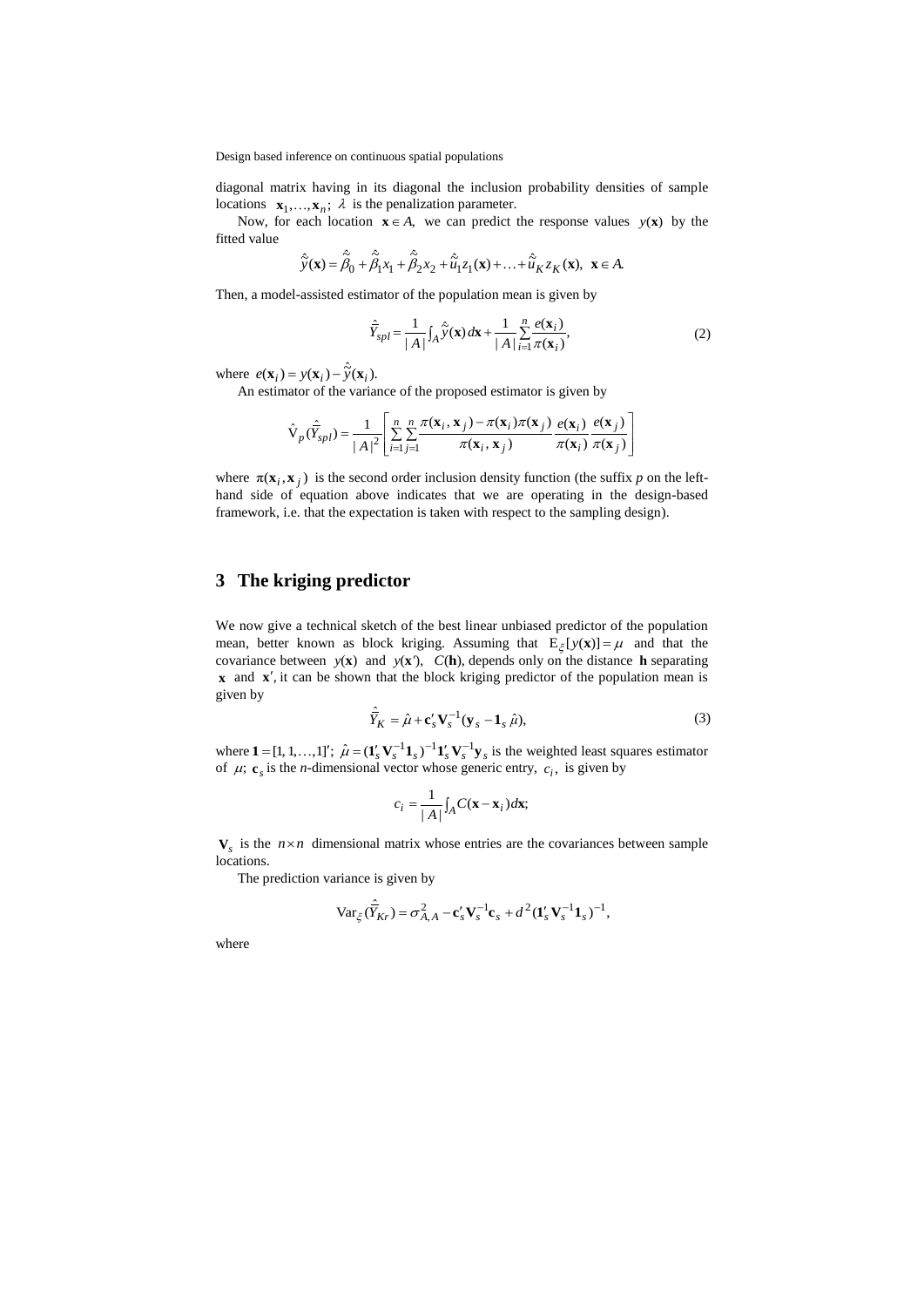diagonal matrix having in its diagonal the inclusion probability densities of sample locations $\mathbf{x}_1,\ldots,\mathbf{x}_n$; $\lambda$ is the penalization parameter.

Now, for each location $\mathbf{x} \in A$, we can predict the response values $y(\mathbf{x})$ by the fitted value

$$\hat{\tilde{y}}(\mathbf{x}) = \hat{\tilde{\beta}}_0 + \hat{\tilde{\beta}}_1 x_1 + \hat{\tilde{\beta}}_2 x_2 + \hat{\tilde{u}}_1 z_1(\mathbf{x}) + \ldots + \hat{\tilde{u}}_K z_K(\mathbf{x}), \ \ \mathbf{x} \in A.$$

Then, a model-assisted estimator of the population mean is given by

$$\hat{\bar{Y}}_{spl} = \frac{1}{|A|}\int_A \hat{\tilde{y}}(\mathbf{x})\,d\mathbf{x} + \frac{1}{|A|}\sum_{i=1}^{n}\frac{e(\mathbf{x}_i)}{\pi(\mathbf{x}_i)}, \tag{2}$$

where $e(\mathbf{x}_i) = y(\mathbf{x}_i) - \hat{\tilde{y}}(\mathbf{x}_i)$.

An estimator of the variance of the proposed estimator is given by

$$\hat{\mathrm{V}}_p(\hat{\bar{Y}}_{spl}) = \frac{1}{|A|^2}\left[\sum_{i=1}^{n}\sum_{j=1}^{n}\frac{\pi(\mathbf{x}_i,\mathbf{x}_j) - \pi(\mathbf{x}_i)\pi(\mathbf{x}_j)}{\pi(\mathbf{x}_i,\mathbf{x}_j)}\frac{e(\mathbf{x}_i)}{\pi(\mathbf{x}_i)}\frac{e(\mathbf{x}_j)}{\pi(\mathbf{x}_j)}\right]$$

where $\pi(\mathbf{x}_i,\mathbf{x}_j)$ is the second order inclusion density function (the suffix *p* on the left-hand side of equation above indicates that we are operating in the design-based framework, i.e. that the expectation is taken with respect to the sampling design).

## 3 The kriging predictor

We now give a technical sketch of the best linear unbiased predictor of the population mean, better known as block kriging. Assuming that $\mathrm{E}_\xi[y(\mathbf{x})] = \mu$ and that the covariance between $y(\mathbf{x})$ and $y(\mathbf{x}')$, $C(\mathbf{h})$, depends only on the distance $\mathbf{h}$ separating $\mathbf{x}$ and $\mathbf{x}'$, it can be shown that the block kriging predictor of the population mean is given by

$$\hat{\bar{Y}}_K = \hat{\mu} + \mathbf{c}_s'\mathbf{V}_s^{-1}(\mathbf{y}_s - \mathbf{1}_s\,\hat{\mu}), \tag{3}$$

where $\mathbf{1} = [1, 1, \ldots, 1]'$; $\hat{\mu} = (\mathbf{1}_s'\mathbf{V}_s^{-1}\mathbf{1}_s)^{-1}\mathbf{1}_s'\mathbf{V}_s^{-1}\mathbf{y}_s$ is the weighted least squares estimator of $\mu$; $\mathbf{c}_s$ is the *n*-dimensional vector whose generic entry, $c_i$, is given by

$$c_i = \frac{1}{|A|}\int_A C(\mathbf{x} - \mathbf{x}_i)\,d\mathbf{x};$$

$\mathbf{V}_s$ is the $n \times n$ dimensional matrix whose entries are the covariances between sample locations.

The prediction variance is given by

$$\mathrm{Var}_\xi(\hat{\bar{Y}}_{Kr}) = \sigma^2_{A,A} - \mathbf{c}_s'\mathbf{V}_s^{-1}\mathbf{c}_s + d^2(\mathbf{1}_s'\mathbf{V}_s^{-1}\mathbf{1}_s)^{-1},$$

where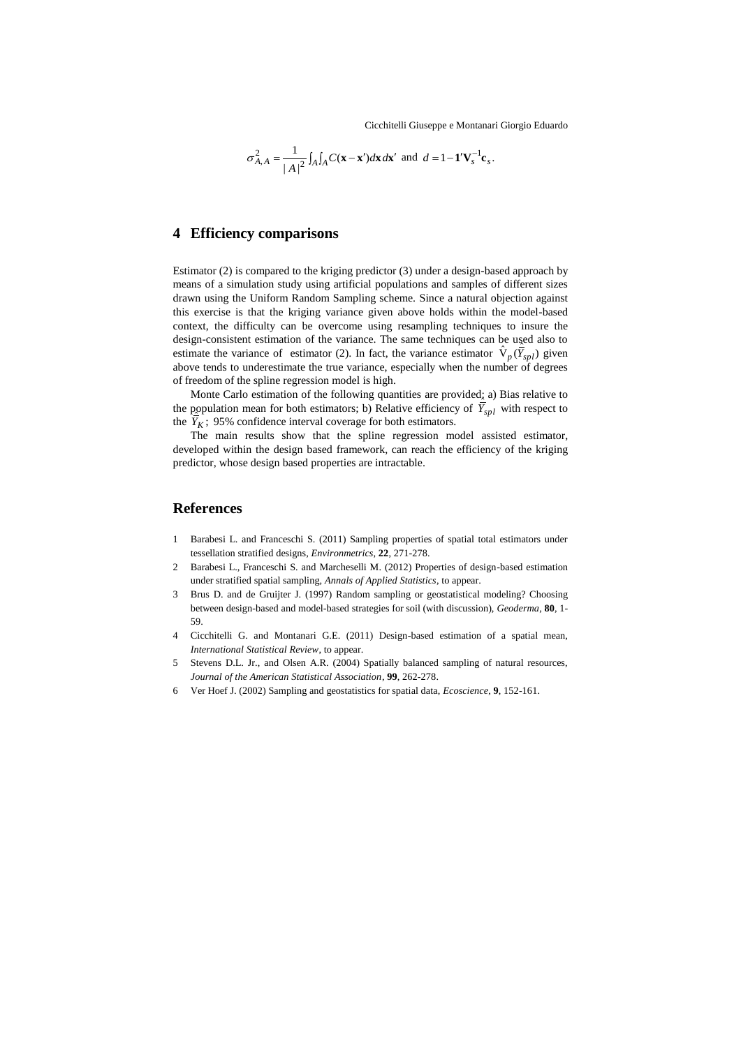$$\sigma^2_{A,A} = \frac{1}{|A|^2} \int_A \int_A C(\mathbf{x}-\mathbf{x}') d\mathbf{x} \, d\mathbf{x}' \text{ and } d = 1 - \mathbf{1}' \mathbf{V}_s^{-1} \mathbf{c}_s .$$

## 4 Efficiency comparisons

Estimator (2) is compared to the kriging predictor (3) under a design-based approach by means of a simulation study using artificial populations and samples of different sizes drawn using the Uniform Random Sampling scheme. Since a natural objection against this exercise is that the kriging variance given above holds within the model-based context, the difficulty can be overcome using resampling techniques to insure the design-consistent estimation of the variance. The same techniques can be used also to estimate the variance of estimator (2). In fact, the variance estimator $\hat{V}_p(\bar{Y}_{spl})$ given above tends to underestimate the true variance, especially when the number of degrees of freedom of the spline regression model is high.

Monte Carlo estimation of the following quantities are provided; a) Bias relative to the population mean for both estimators; b) Relative efficiency of $\bar{Y}_{spl}$ with respect to the $\bar{Y}_K$; 95% confidence interval coverage for both estimators.

The main results show that the spline regression model assisted estimator, developed within the design based framework, can reach the efficiency of the kriging predictor, whose design based properties are intractable.

## References

1. Barabesi L. and Franceschi S. (2011) Sampling properties of spatial total estimators under tessellation stratified designs, *Environmetrics*, **22**, 271-278.
2. Barabesi L., Franceschi S. and Marcheselli M. (2012) Properties of design-based estimation under stratified spatial sampling, *Annals of Applied Statistics*, to appear.
3. Brus D. and de Gruijter J. (1997) Random sampling or geostatistical modeling? Choosing between design-based and model-based strategies for soil (with discussion), *Geoderma*, **80**, 1-59.
4. Cicchitelli G. and Montanari G.E. (2011) Design-based estimation of a spatial mean, *International Statistical Review*, to appear.
5. Stevens D.L. Jr., and Olsen A.R. (2004) Spatially balanced sampling of natural resources, *Journal of the American Statistical Association*, **99**, 262-278.
6. Ver Hoef J. (2002) Sampling and geostatistics for spatial data, *Ecoscience*, **9**, 152-161.